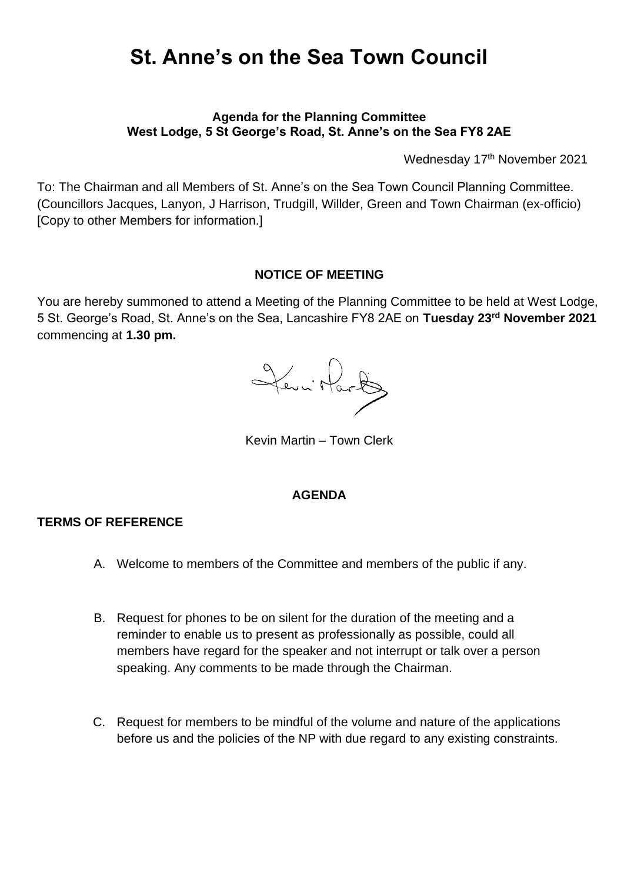# St. Anne's on the Sea Town Council

**Agenda for the Planning Committee**
**West Lodge, 5 St George's Road, St. Anne's on the Sea FY8 2AE**

Wednesday 17th November 2021

To: The Chairman and all Members of St. Anne's on the Sea Town Council Planning Committee. (Councillors Jacques, Lanyon, J Harrison, Trudgill, Willder, Green and Town Chairman (ex-officio) [Copy to other Members for information.]

## NOTICE OF MEETING

You are hereby summoned to attend a Meeting of the Planning Committee to be held at West Lodge, 5 St. George's Road, St. Anne's on the Sea, Lancashire FY8 2AE on **Tuesday 23rd November 2021** commencing at **1.30 pm.**

Kevin Martin – Town Clerk

## AGENDA

**TERMS OF REFERENCE**

A. Welcome to members of the Committee and members of the public if any.

B. Request for phones to be on silent for the duration of the meeting and a reminder to enable us to present as professionally as possible, could all members have regard for the speaker and not interrupt or talk over a person speaking. Any comments to be made through the Chairman.

C. Request for members to be mindful of the volume and nature of the applications before us and the policies of the NP with due regard to any existing constraints.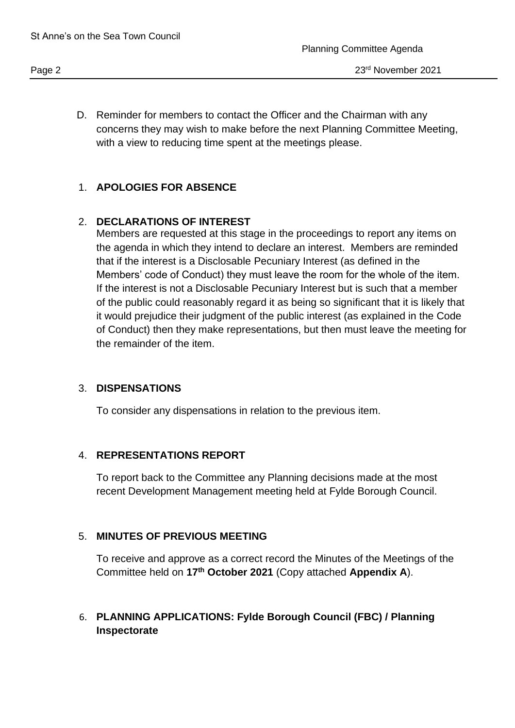D. Reminder for members to contact the Officer and the Chairman with any concerns they may wish to make before the next Planning Committee Meeting, with a view to reducing time spent at the meetings please.

1. **APOLOGIES FOR ABSENCE**

2. **DECLARATIONS OF INTEREST**

   Members are requested at this stage in the proceedings to report any items on the agenda in which they intend to declare an interest. Members are reminded that if the interest is a Disclosable Pecuniary Interest (as defined in the Members' code of Conduct) they must leave the room for the whole of the item. If the interest is not a Disclosable Pecuniary Interest but is such that a member of the public could reasonably regard it as being so significant that it is likely that it would prejudice their judgment of the public interest (as explained in the Code of Conduct) then they make representations, but then must leave the meeting for the remainder of the item.

3. **DISPENSATIONS**

   To consider any dispensations in relation to the previous item.

4. **REPRESENTATIONS REPORT**

   To report back to the Committee any Planning decisions made at the most recent Development Management meeting held at Fylde Borough Council.

5. **MINUTES OF PREVIOUS MEETING**

   To receive and approve as a correct record the Minutes of the Meetings of the Committee held on **17th October 2021** (Copy attached **Appendix A**).

6. **PLANNING APPLICATIONS: Fylde Borough Council (FBC) / Planning Inspectorate**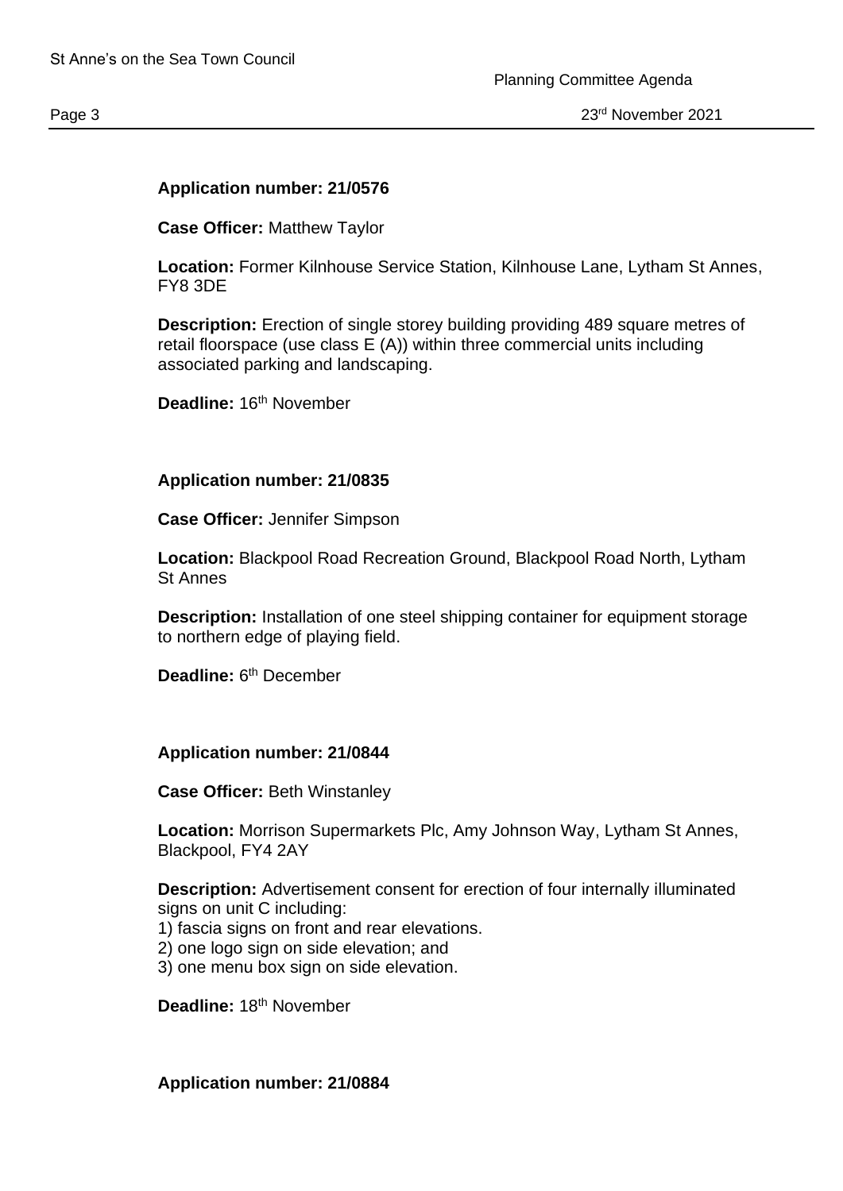**Application number: 21/0576**

**Case Officer:** Matthew Taylor

**Location:** Former Kilnhouse Service Station, Kilnhouse Lane, Lytham St Annes, FY8 3DE

**Description:** Erection of single storey building providing 489 square metres of retail floorspace (use class E (A)) within three commercial units including associated parking and landscaping.

**Deadline:** 16th November

**Application number: 21/0835**

**Case Officer:** Jennifer Simpson

**Location:** Blackpool Road Recreation Ground, Blackpool Road North, Lytham St Annes

**Description:** Installation of one steel shipping container for equipment storage to northern edge of playing field.

**Deadline:** 6th December

**Application number: 21/0844**

**Case Officer:** Beth Winstanley

**Location:** Morrison Supermarkets Plc, Amy Johnson Way, Lytham St Annes, Blackpool, FY4 2AY

**Description:** Advertisement consent for erection of four internally illuminated signs on unit C including:
1) fascia signs on front and rear elevations.
2) one logo sign on side elevation; and
3) one menu box sign on side elevation.

**Deadline:** 18th November

**Application number: 21/0884**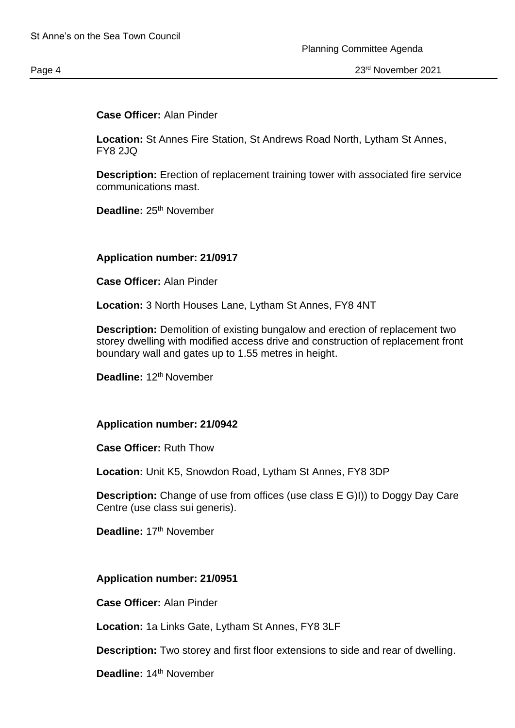**Case Officer:** Alan Pinder

**Location:** St Annes Fire Station, St Andrews Road North, Lytham St Annes, FY8 2JQ

**Description:** Erection of replacement training tower with associated fire service communications mast.

**Deadline:** 25th November

**Application number: 21/0917**

**Case Officer:** Alan Pinder

**Location:** 3 North Houses Lane, Lytham St Annes, FY8 4NT

**Description:** Demolition of existing bungalow and erection of replacement two storey dwelling with modified access drive and construction of replacement front boundary wall and gates up to 1.55 metres in height.

**Deadline:** 12th November

**Application number: 21/0942**

**Case Officer:** Ruth Thow

**Location:** Unit K5, Snowdon Road, Lytham St Annes, FY8 3DP

**Description:** Change of use from offices (use class E G)I)) to Doggy Day Care Centre (use class sui generis).

**Deadline:** 17th November

**Application number: 21/0951**

**Case Officer:** Alan Pinder

**Location:** 1a Links Gate, Lytham St Annes, FY8 3LF

**Description:** Two storey and first floor extensions to side and rear of dwelling.

**Deadline:** 14th November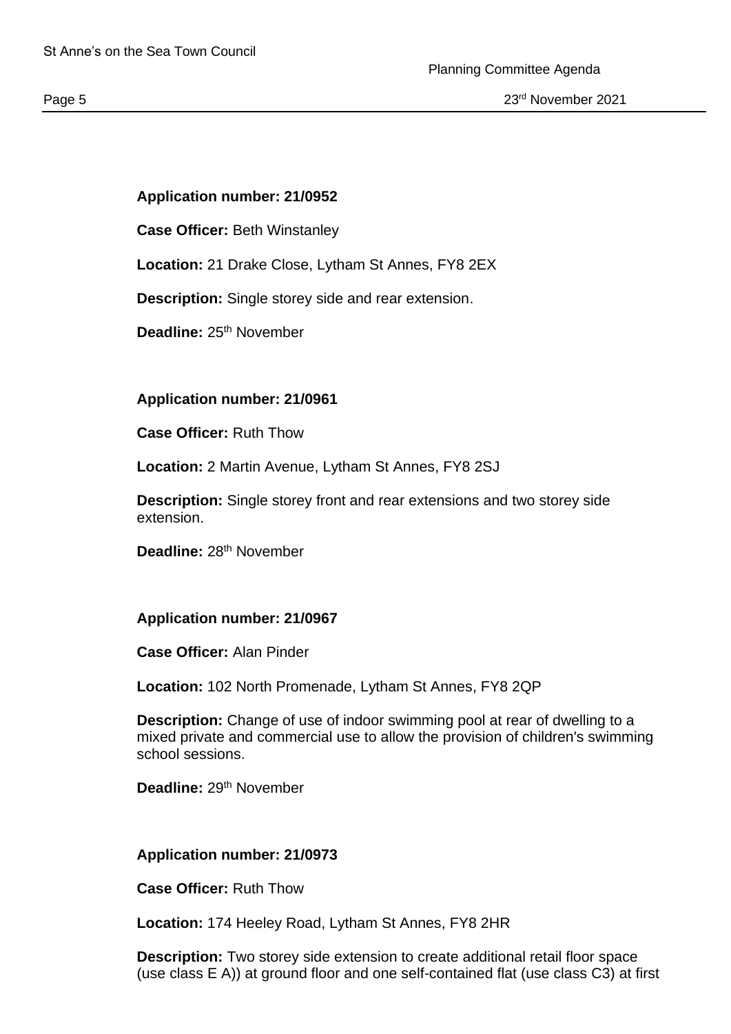**Application number: 21/0952**

**Case Officer:** Beth Winstanley

**Location:** 21 Drake Close, Lytham St Annes, FY8 2EX

**Description:** Single storey side and rear extension.

**Deadline:** 25th November

**Application number: 21/0961**

**Case Officer:** Ruth Thow

**Location:** 2 Martin Avenue, Lytham St Annes, FY8 2SJ

**Description:** Single storey front and rear extensions and two storey side extension.

**Deadline:** 28th November

**Application number: 21/0967**

**Case Officer:** Alan Pinder

**Location:** 102 North Promenade, Lytham St Annes, FY8 2QP

**Description:** Change of use of indoor swimming pool at rear of dwelling to a mixed private and commercial use to allow the provision of children's swimming school sessions.

**Deadline:** 29th November

**Application number: 21/0973**

**Case Officer:** Ruth Thow

**Location:** 174 Heeley Road, Lytham St Annes, FY8 2HR

**Description:** Two storey side extension to create additional retail floor space (use class E A)) at ground floor and one self-contained flat (use class C3) at first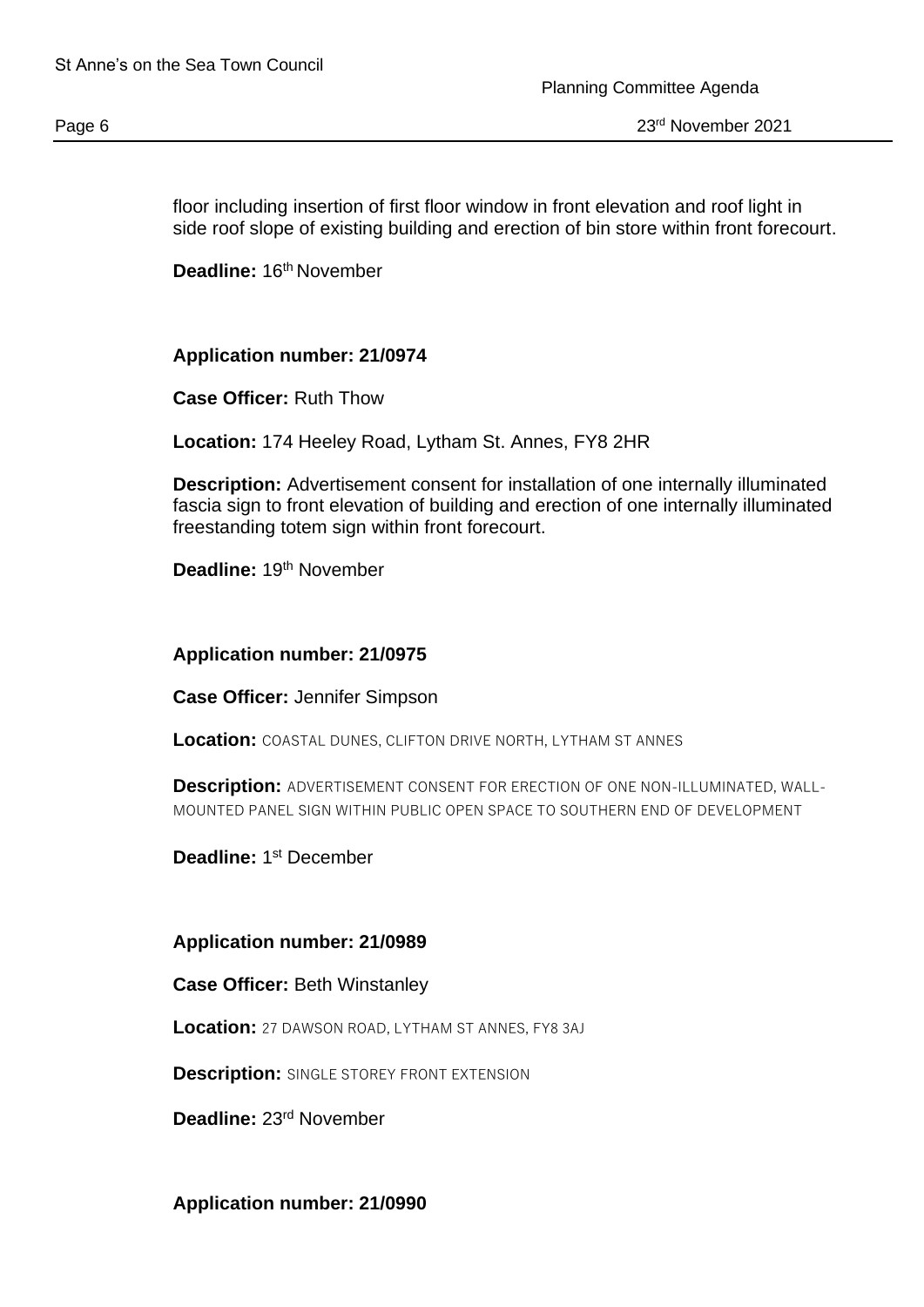floor including insertion of first floor window in front elevation and roof light in side roof slope of existing building and erection of bin store within front forecourt.

**Deadline:** 16th November

**Application number: 21/0974**

**Case Officer:** Ruth Thow

**Location:** 174 Heeley Road, Lytham St. Annes, FY8 2HR

**Description:** Advertisement consent for installation of one internally illuminated fascia sign to front elevation of building and erection of one internally illuminated freestanding totem sign within front forecourt.

**Deadline:** 19th November

**Application number: 21/0975**

**Case Officer:** Jennifer Simpson

**Location:** COASTAL DUNES, CLIFTON DRIVE NORTH, LYTHAM ST ANNES

**Description:** ADVERTISEMENT CONSENT FOR ERECTION OF ONE NON-ILLUMINATED, WALL-MOUNTED PANEL SIGN WITHIN PUBLIC OPEN SPACE TO SOUTHERN END OF DEVELOPMENT

**Deadline:** 1st December

**Application number: 21/0989**

**Case Officer:** Beth Winstanley

**Location:** 27 DAWSON ROAD, LYTHAM ST ANNES, FY8 3AJ

**Description:** SINGLE STOREY FRONT EXTENSION

**Deadline:** 23rd November

**Application number: 21/0990**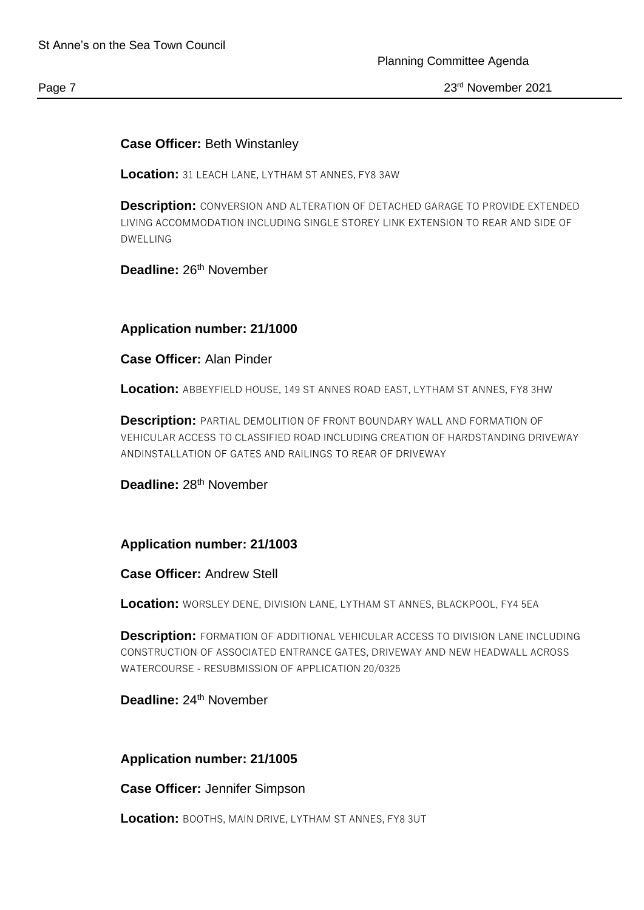**Case Officer:** Beth Winstanley

**Location:** 31 LEACH LANE, LYTHAM ST ANNES, FY8 3AW

**Description:** CONVERSION AND ALTERATION OF DETACHED GARAGE TO PROVIDE EXTENDED LIVING ACCOMMODATION INCLUDING SINGLE STOREY LINK EXTENSION TO REAR AND SIDE OF DWELLING

**Deadline:** 26th November

**Application number: 21/1000**

**Case Officer:** Alan Pinder

**Location:** ABBEYFIELD HOUSE, 149 ST ANNES ROAD EAST, LYTHAM ST ANNES, FY8 3HW

**Description:** PARTIAL DEMOLITION OF FRONT BOUNDARY WALL AND FORMATION OF VEHICULAR ACCESS TO CLASSIFIED ROAD INCLUDING CREATION OF HARDSTANDING DRIVEWAY ANDINSTALLATION OF GATES AND RAILINGS TO REAR OF DRIVEWAY

**Deadline:** 28th November

**Application number: 21/1003**

**Case Officer:** Andrew Stell

**Location:** WORSLEY DENE, DIVISION LANE, LYTHAM ST ANNES, BLACKPOOL, FY4 5EA

**Description:** FORMATION OF ADDITIONAL VEHICULAR ACCESS TO DIVISION LANE INCLUDING CONSTRUCTION OF ASSOCIATED ENTRANCE GATES, DRIVEWAY AND NEW HEADWALL ACROSS WATERCOURSE - RESUBMISSION OF APPLICATION 20/0325

**Deadline:** 24th November

**Application number: 21/1005**

**Case Officer:** Jennifer Simpson

**Location:** BOOTHS, MAIN DRIVE, LYTHAM ST ANNES, FY8 3UT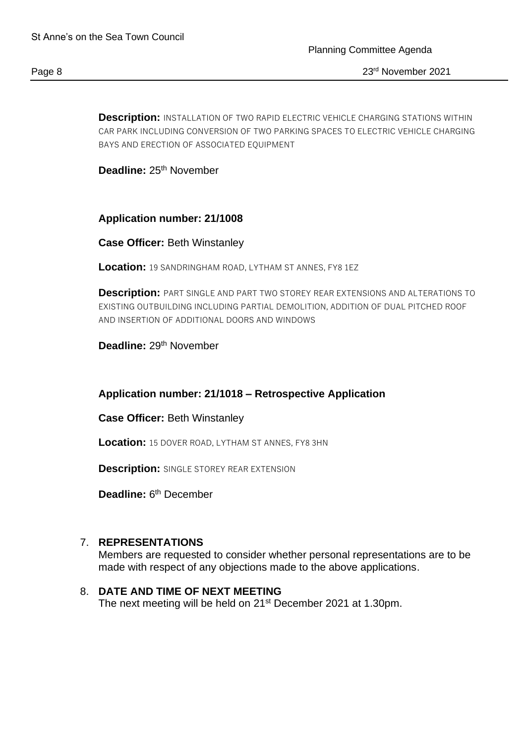**Description:** INSTALLATION OF TWO RAPID ELECTRIC VEHICLE CHARGING STATIONS WITHIN CAR PARK INCLUDING CONVERSION OF TWO PARKING SPACES TO ELECTRIC VEHICLE CHARGING BAYS AND ERECTION OF ASSOCIATED EQUIPMENT

**Deadline:** 25th November

**Application number: 21/1008**

**Case Officer:** Beth Winstanley

**Location:** 19 SANDRINGHAM ROAD, LYTHAM ST ANNES, FY8 1EZ

**Description:** PART SINGLE AND PART TWO STOREY REAR EXTENSIONS AND ALTERATIONS TO EXISTING OUTBUILDING INCLUDING PARTIAL DEMOLITION, ADDITION OF DUAL PITCHED ROOF AND INSERTION OF ADDITIONAL DOORS AND WINDOWS

**Deadline:** 29th November

**Application number: 21/1018 – Retrospective Application**

**Case Officer:** Beth Winstanley

**Location:** 15 DOVER ROAD, LYTHAM ST ANNES, FY8 3HN

**Description:** SINGLE STOREY REAR EXTENSION

**Deadline:** 6th December

7. **REPRESENTATIONS**
   Members are requested to consider whether personal representations are to be made with respect of any objections made to the above applications.

8. **DATE AND TIME OF NEXT MEETING**
   The next meeting will be held on 21st December 2021 at 1.30pm.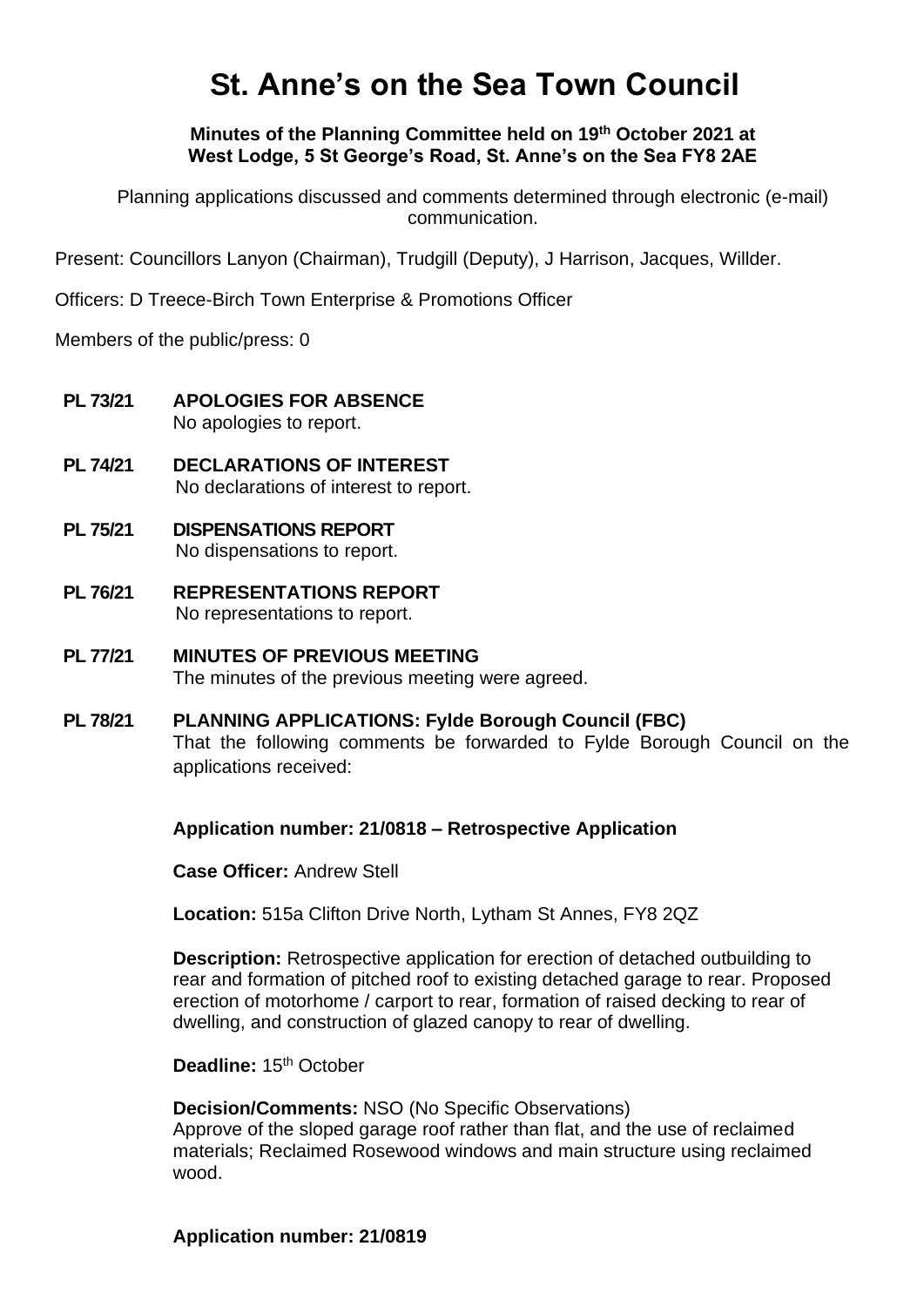# St. Anne's on the Sea Town Council

**Minutes of the Planning Committee held on 19th October 2021 at West Lodge, 5 St George's Road, St. Anne's on the Sea FY8 2AE**

Planning applications discussed and comments determined through electronic (e-mail) communication.

Present: Councillors Lanyon (Chairman), Trudgill (Deputy), J Harrison, Jacques, Willder.

Officers: D Treece-Birch Town Enterprise & Promotions Officer

Members of the public/press: 0

**PL 73/21 APOLOGIES FOR ABSENCE**
No apologies to report.

**PL 74/21 DECLARATIONS OF INTEREST**
No declarations of interest to report.

**PL 75/21 DISPENSATIONS REPORT**
No dispensations to report.

**PL 76/21 REPRESENTATIONS REPORT**
No representations to report.

**PL 77/21 MINUTES OF PREVIOUS MEETING**
The minutes of the previous meeting were agreed.

**PL 78/21 PLANNING APPLICATIONS: Fylde Borough Council (FBC)**
That the following comments be forwarded to Fylde Borough Council on the applications received:

**Application number: 21/0818 – Retrospective Application**

**Case Officer:** Andrew Stell

**Location:** 515a Clifton Drive North, Lytham St Annes, FY8 2QZ

**Description:** Retrospective application for erection of detached outbuilding to rear and formation of pitched roof to existing detached garage to rear. Proposed erection of motorhome / carport to rear, formation of raised decking to rear of dwelling, and construction of glazed canopy to rear of dwelling.

**Deadline:** 15th October

**Decision/Comments:** NSO (No Specific Observations)
Approve of the sloped garage roof rather than flat, and the use of reclaimed materials; Reclaimed Rosewood windows and main structure using reclaimed wood.

**Application number: 21/0819**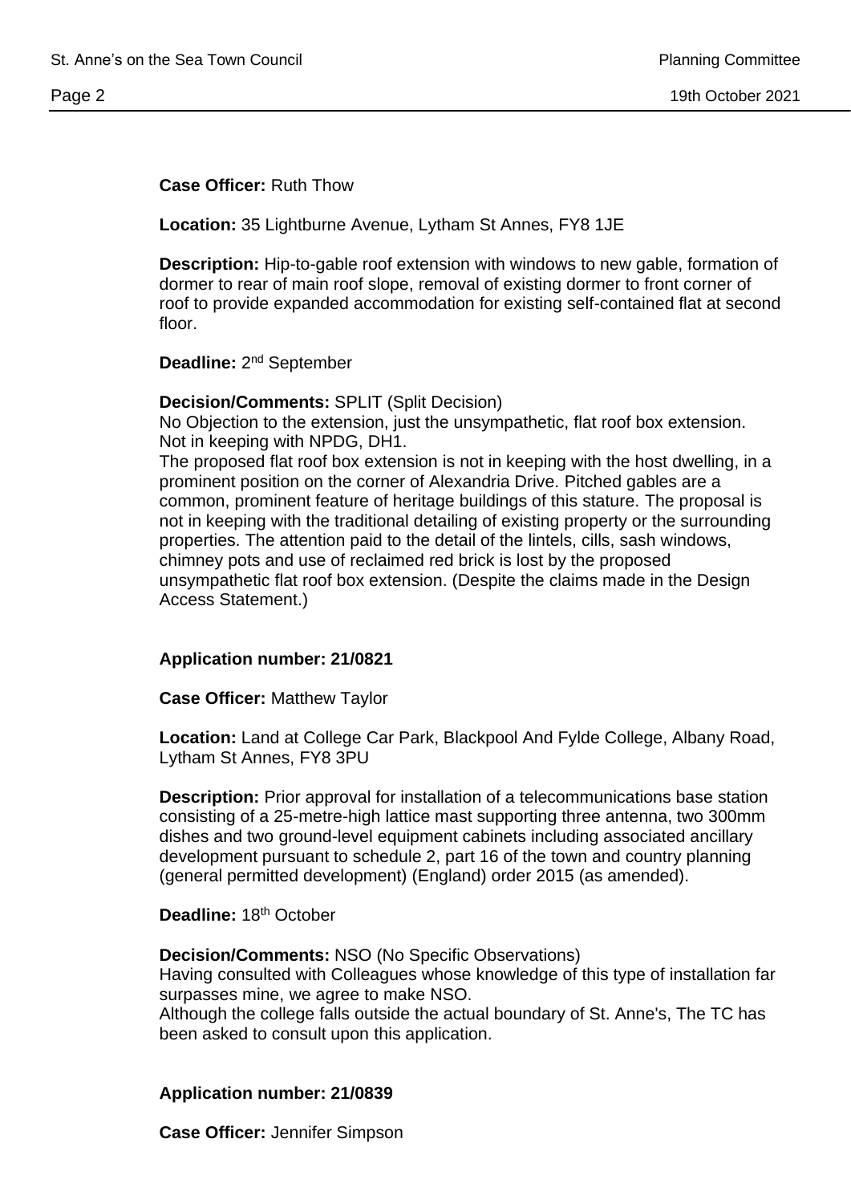**Case Officer:** Ruth Thow

**Location:** 35 Lightburne Avenue, Lytham St Annes, FY8 1JE

**Description:** Hip-to-gable roof extension with windows to new gable, formation of dormer to rear of main roof slope, removal of existing dormer to front corner of roof to provide expanded accommodation for existing self-contained flat at second floor.

**Deadline:** 2nd September

**Decision/Comments:** SPLIT (Split Decision)
No Objection to the extension, just the unsympathetic, flat roof box extension. Not in keeping with NPDG, DH1.
The proposed flat roof box extension is not in keeping with the host dwelling, in a prominent position on the corner of Alexandria Drive. Pitched gables are a common, prominent feature of heritage buildings of this stature. The proposal is not in keeping with the traditional detailing of existing property or the surrounding properties. The attention paid to the detail of the lintels, cills, sash windows, chimney pots and use of reclaimed red brick is lost by the proposed unsympathetic flat roof box extension. (Despite the claims made in the Design Access Statement.)

**Application number: 21/0821**

**Case Officer:** Matthew Taylor

**Location:** Land at College Car Park, Blackpool And Fylde College, Albany Road, Lytham St Annes, FY8 3PU

**Description:** Prior approval for installation of a telecommunications base station consisting of a 25-metre-high lattice mast supporting three antenna, two 300mm dishes and two ground-level equipment cabinets including associated ancillary development pursuant to schedule 2, part 16 of the town and country planning (general permitted development) (England) order 2015 (as amended).

**Deadline:** 18th October

**Decision/Comments:** NSO (No Specific Observations)
Having consulted with Colleagues whose knowledge of this type of installation far surpasses mine, we agree to make NSO.
Although the college falls outside the actual boundary of St. Anne's, The TC has been asked to consult upon this application.

**Application number: 21/0839**

**Case Officer:** Jennifer Simpson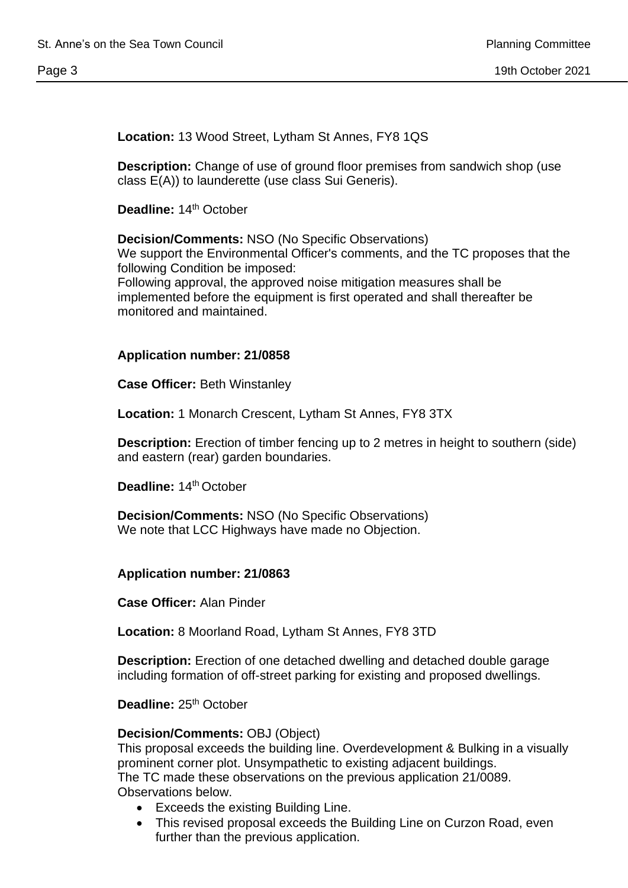**Location:** 13 Wood Street, Lytham St Annes, FY8 1QS

**Description:** Change of use of ground floor premises from sandwich shop (use class E(A)) to launderette (use class Sui Generis).

**Deadline:** 14th October

**Decision/Comments:** NSO (No Specific Observations)
We support the Environmental Officer's comments, and the TC proposes that the following Condition be imposed:
Following approval, the approved noise mitigation measures shall be implemented before the equipment is first operated and shall thereafter be monitored and maintained.

**Application number: 21/0858**

**Case Officer:** Beth Winstanley

**Location:** 1 Monarch Crescent, Lytham St Annes, FY8 3TX

**Description:** Erection of timber fencing up to 2 metres in height to southern (side) and eastern (rear) garden boundaries.

**Deadline:** 14th October

**Decision/Comments:** NSO (No Specific Observations)
We note that LCC Highways have made no Objection.

**Application number: 21/0863**

**Case Officer:** Alan Pinder

**Location:** 8 Moorland Road, Lytham St Annes, FY8 3TD

**Description:** Erection of one detached dwelling and detached double garage including formation of off-street parking for existing and proposed dwellings.

**Deadline:** 25th October

**Decision/Comments:** OBJ (Object)
This proposal exceeds the building line. Overdevelopment & Bulking in a visually prominent corner plot. Unsympathetic to existing adjacent buildings.
The TC made these observations on the previous application 21/0089.
Observations below.

- Exceeds the existing Building Line.
- This revised proposal exceeds the Building Line on Curzon Road, even further than the previous application.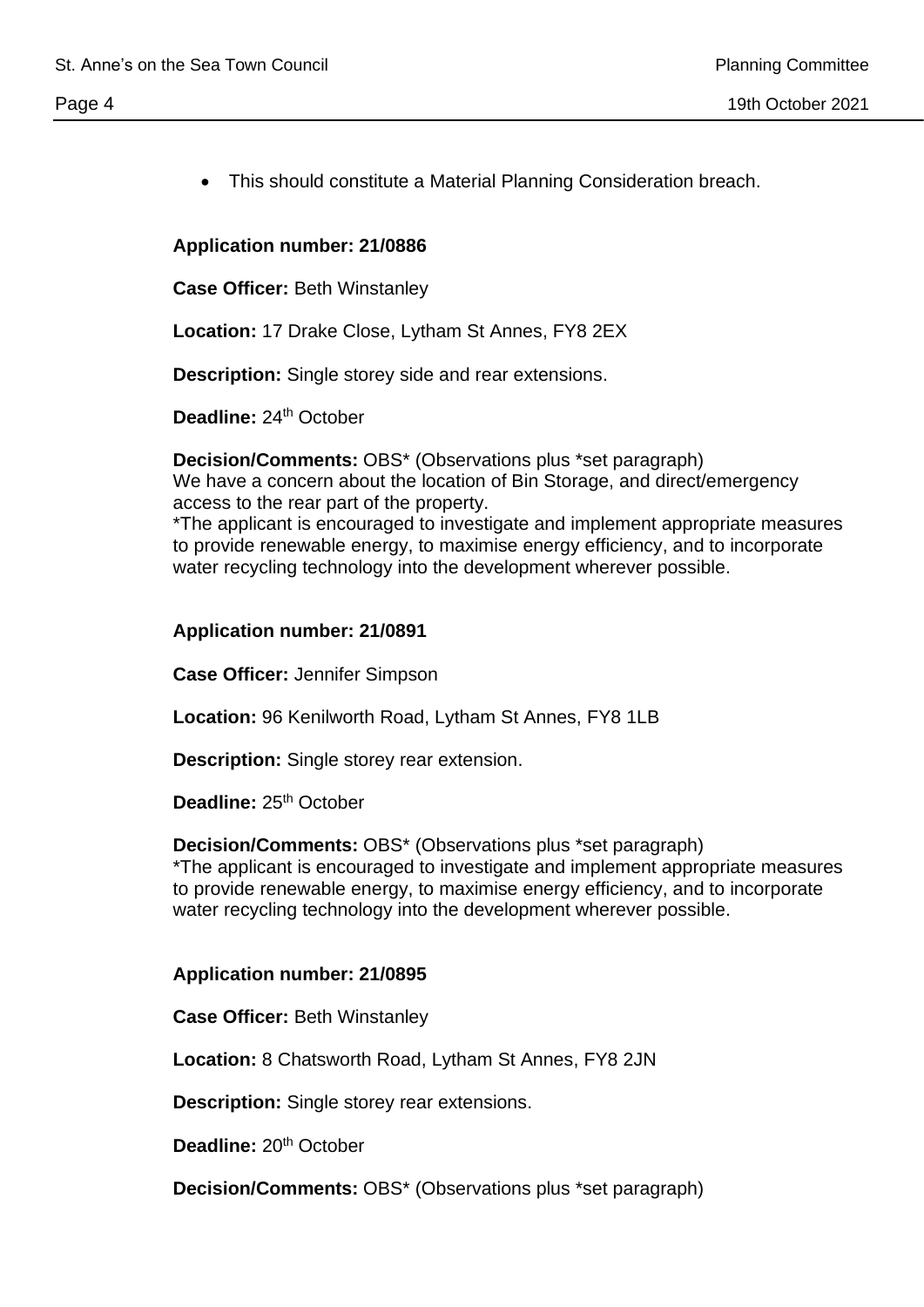- This should constitute a Material Planning Consideration breach.

**Application number: 21/0886**

**Case Officer:** Beth Winstanley

**Location:** 17 Drake Close, Lytham St Annes, FY8 2EX

**Description:** Single storey side and rear extensions.

**Deadline:** 24th October

**Decision/Comments:** OBS* (Observations plus *set paragraph)
We have a concern about the location of Bin Storage, and direct/emergency access to the rear part of the property.
*The applicant is encouraged to investigate and implement appropriate measures to provide renewable energy, to maximise energy efficiency, and to incorporate water recycling technology into the development wherever possible.

**Application number: 21/0891**

**Case Officer:** Jennifer Simpson

**Location:** 96 Kenilworth Road, Lytham St Annes, FY8 1LB

**Description:** Single storey rear extension.

**Deadline:** 25th October

**Decision/Comments:** OBS* (Observations plus *set paragraph)
*The applicant is encouraged to investigate and implement appropriate measures to provide renewable energy, to maximise energy efficiency, and to incorporate water recycling technology into the development wherever possible.

**Application number: 21/0895**

**Case Officer:** Beth Winstanley

**Location:** 8 Chatsworth Road, Lytham St Annes, FY8 2JN

**Description:** Single storey rear extensions.

**Deadline:** 20th October

**Decision/Comments:** OBS* (Observations plus *set paragraph)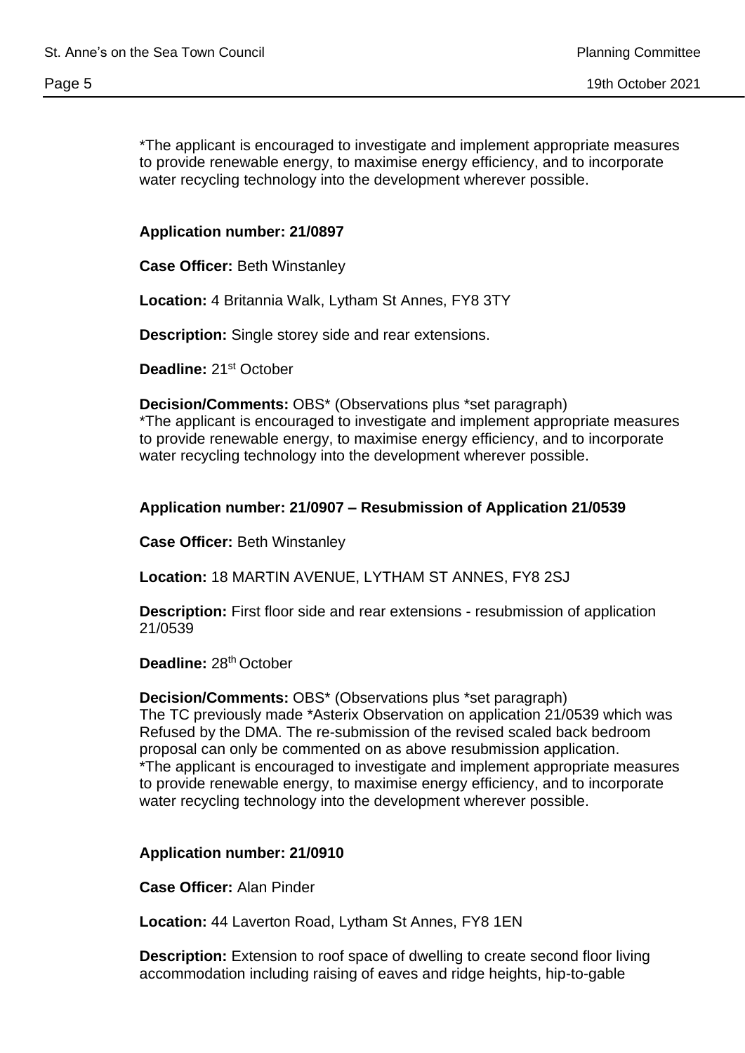*The applicant is encouraged to investigate and implement appropriate measures to provide renewable energy, to maximise energy efficiency, and to incorporate water recycling technology into the development wherever possible.

**Application number: 21/0897**

**Case Officer:** Beth Winstanley

**Location:** 4 Britannia Walk, Lytham St Annes, FY8 3TY

**Description:** Single storey side and rear extensions.

**Deadline:** 21st October

**Decision/Comments:** OBS* (Observations plus *set paragraph)
*The applicant is encouraged to investigate and implement appropriate measures to provide renewable energy, to maximise energy efficiency, and to incorporate water recycling technology into the development wherever possible.

**Application number: 21/0907 – Resubmission of Application 21/0539**

**Case Officer:** Beth Winstanley

**Location:** 18 MARTIN AVENUE, LYTHAM ST ANNES, FY8 2SJ

**Description:** First floor side and rear extensions - resubmission of application 21/0539

**Deadline:** 28th October

**Decision/Comments:** OBS* (Observations plus *set paragraph)
The TC previously made *Asterix Observation on application 21/0539 which was Refused by the DMA. The re-submission of the revised scaled back bedroom proposal can only be commented on as above resubmission application.
*The applicant is encouraged to investigate and implement appropriate measures to provide renewable energy, to maximise energy efficiency, and to incorporate water recycling technology into the development wherever possible.

**Application number: 21/0910**

**Case Officer:** Alan Pinder

**Location:** 44 Laverton Road, Lytham St Annes, FY8 1EN

**Description:** Extension to roof space of dwelling to create second floor living accommodation including raising of eaves and ridge heights, hip-to-gable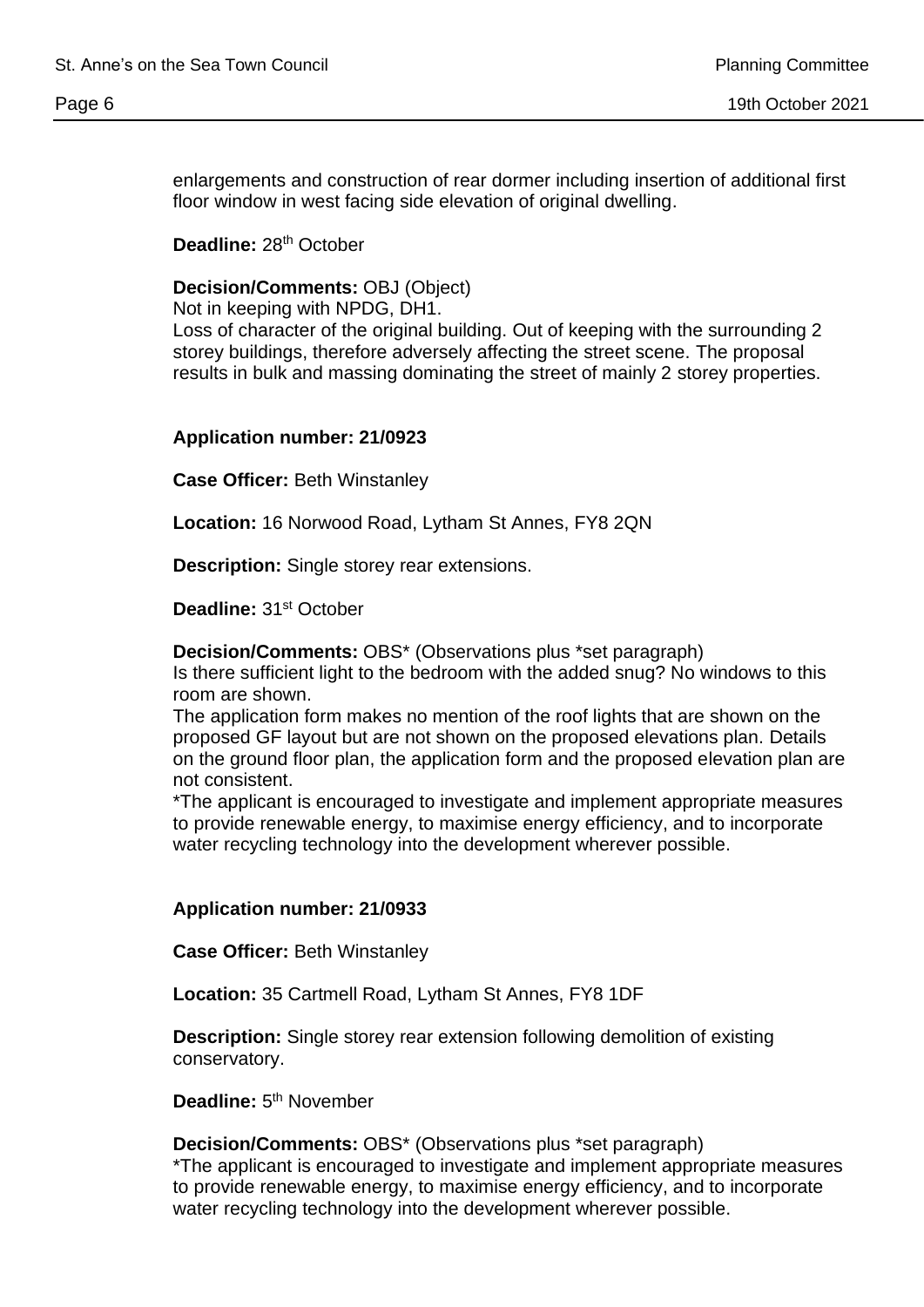enlargements and construction of rear dormer including insertion of additional first floor window in west facing side elevation of original dwelling.

**Deadline:** 28th October

**Decision/Comments:** OBJ (Object)
Not in keeping with NPDG, DH1.
Loss of character of the original building. Out of keeping with the surrounding 2 storey buildings, therefore adversely affecting the street scene. The proposal results in bulk and massing dominating the street of mainly 2 storey properties.

**Application number: 21/0923**

**Case Officer:** Beth Winstanley

**Location:** 16 Norwood Road, Lytham St Annes, FY8 2QN

**Description:** Single storey rear extensions.

**Deadline:** 31st October

**Decision/Comments:** OBS* (Observations plus *set paragraph)
Is there sufficient light to the bedroom with the added snug? No windows to this room are shown.
The application form makes no mention of the roof lights that are shown on the proposed GF layout but are not shown on the proposed elevations plan. Details on the ground floor plan, the application form and the proposed elevation plan are not consistent.
*The applicant is encouraged to investigate and implement appropriate measures to provide renewable energy, to maximise energy efficiency, and to incorporate water recycling technology into the development wherever possible.

**Application number: 21/0933**

**Case Officer:** Beth Winstanley

**Location:** 35 Cartmell Road, Lytham St Annes, FY8 1DF

**Description:** Single storey rear extension following demolition of existing conservatory.

**Deadline:** 5th November

**Decision/Comments:** OBS* (Observations plus *set paragraph)
*The applicant is encouraged to investigate and implement appropriate measures to provide renewable energy, to maximise energy efficiency, and to incorporate water recycling technology into the development wherever possible.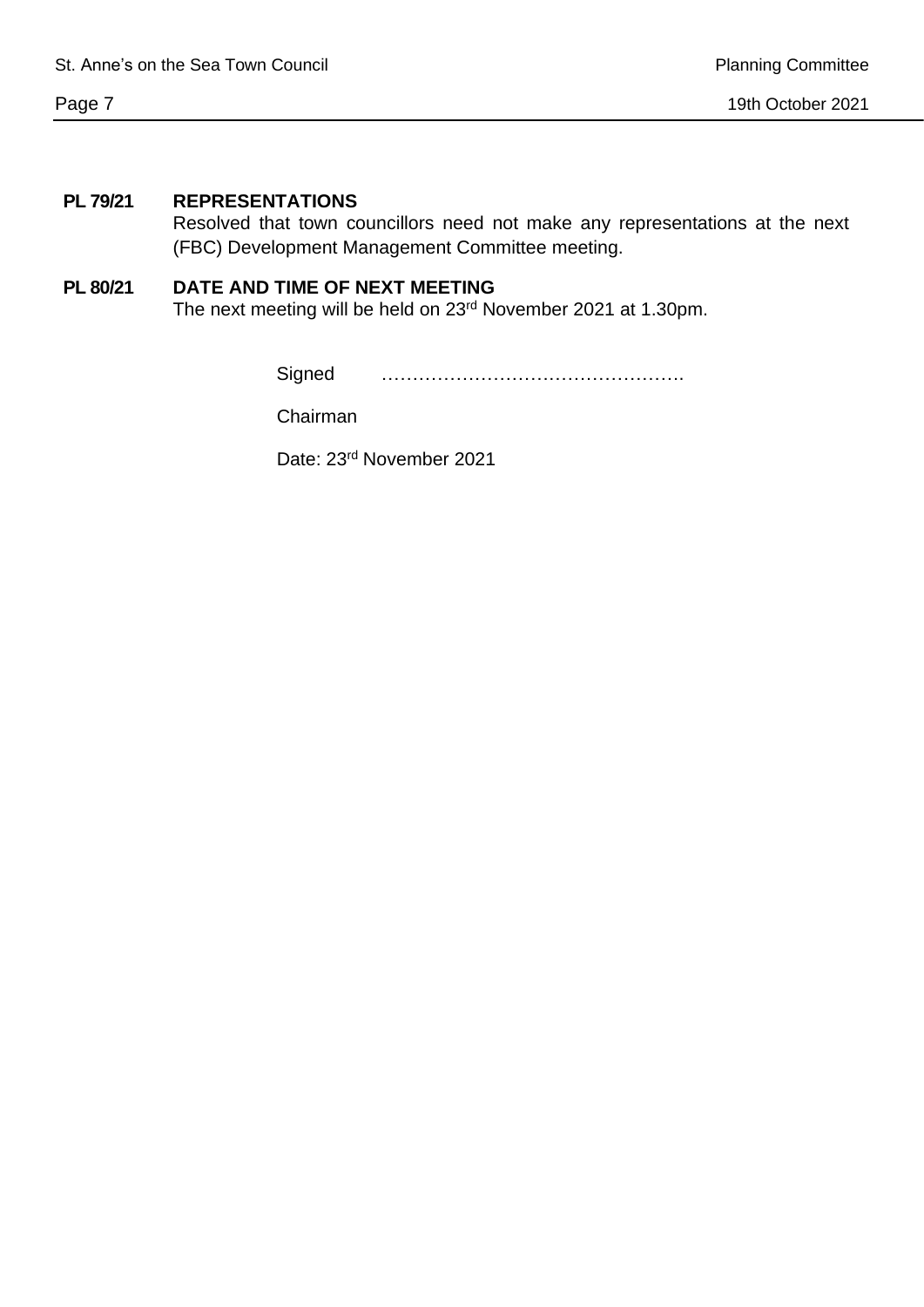**PL 79/21 REPRESENTATIONS**

Resolved that town councillors need not make any representations at the next (FBC) Development Management Committee meeting.

**PL 80/21 DATE AND TIME OF NEXT MEETING**

The next meeting will be held on 23rd November 2021 at 1.30pm.

Signed ………………………………………….

Chairman

Date: 23rd November 2021